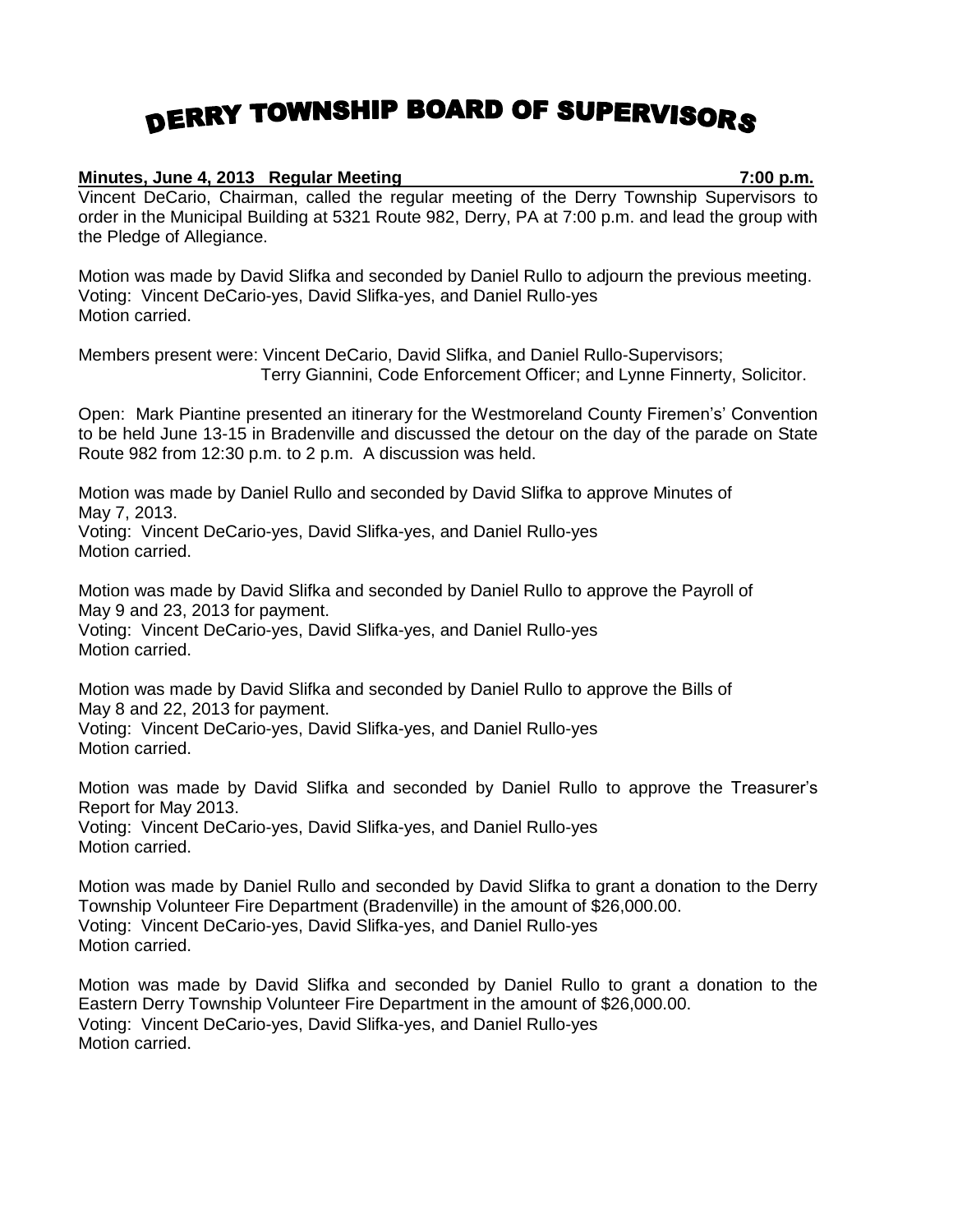# DERRY TOWNSHIP BOARD OF SUPERVISORS

**Minutes, June 4, 2013 Regular Meeting 7:00 p.m.**

Vincent DeCario, Chairman, called the regular meeting of the Derry Township Supervisors to order in the Municipal Building at 5321 Route 982, Derry, PA at 7:00 p.m. and lead the group with the Pledge of Allegiance.

Motion was made by David Slifka and seconded by Daniel Rullo to adjourn the previous meeting.
Voting: Vincent DeCario-yes, David Slifka-yes, and Daniel Rullo-yes
Motion carried.

Members present were: Vincent DeCario, David Slifka, and Daniel Rullo-Supervisors;
Terry Giannini, Code Enforcement Officer; and Lynne Finnerty, Solicitor.

Open: Mark Piantine presented an itinerary for the Westmoreland County Firemen's' Convention to be held June 13-15 in Bradenville and discussed the detour on the day of the parade on State Route 982 from 12:30 p.m. to 2 p.m. A discussion was held.

Motion was made by Daniel Rullo and seconded by David Slifka to approve Minutes of May 7, 2013.
Voting: Vincent DeCario-yes, David Slifka-yes, and Daniel Rullo-yes
Motion carried.

Motion was made by David Slifka and seconded by Daniel Rullo to approve the Payroll of May 9 and 23, 2013 for payment.
Voting: Vincent DeCario-yes, David Slifka-yes, and Daniel Rullo-yes
Motion carried.

Motion was made by David Slifka and seconded by Daniel Rullo to approve the Bills of May 8 and 22, 2013 for payment.
Voting: Vincent DeCario-yes, David Slifka-yes, and Daniel Rullo-yes
Motion carried.

Motion was made by David Slifka and seconded by Daniel Rullo to approve the Treasurer's Report for May 2013.
Voting: Vincent DeCario-yes, David Slifka-yes, and Daniel Rullo-yes
Motion carried.

Motion was made by Daniel Rullo and seconded by David Slifka to grant a donation to the Derry Township Volunteer Fire Department (Bradenville) in the amount of $26,000.00.
Voting: Vincent DeCario-yes, David Slifka-yes, and Daniel Rullo-yes
Motion carried.

Motion was made by David Slifka and seconded by Daniel Rullo to grant a donation to the Eastern Derry Township Volunteer Fire Department in the amount of $26,000.00.
Voting: Vincent DeCario-yes, David Slifka-yes, and Daniel Rullo-yes
Motion carried.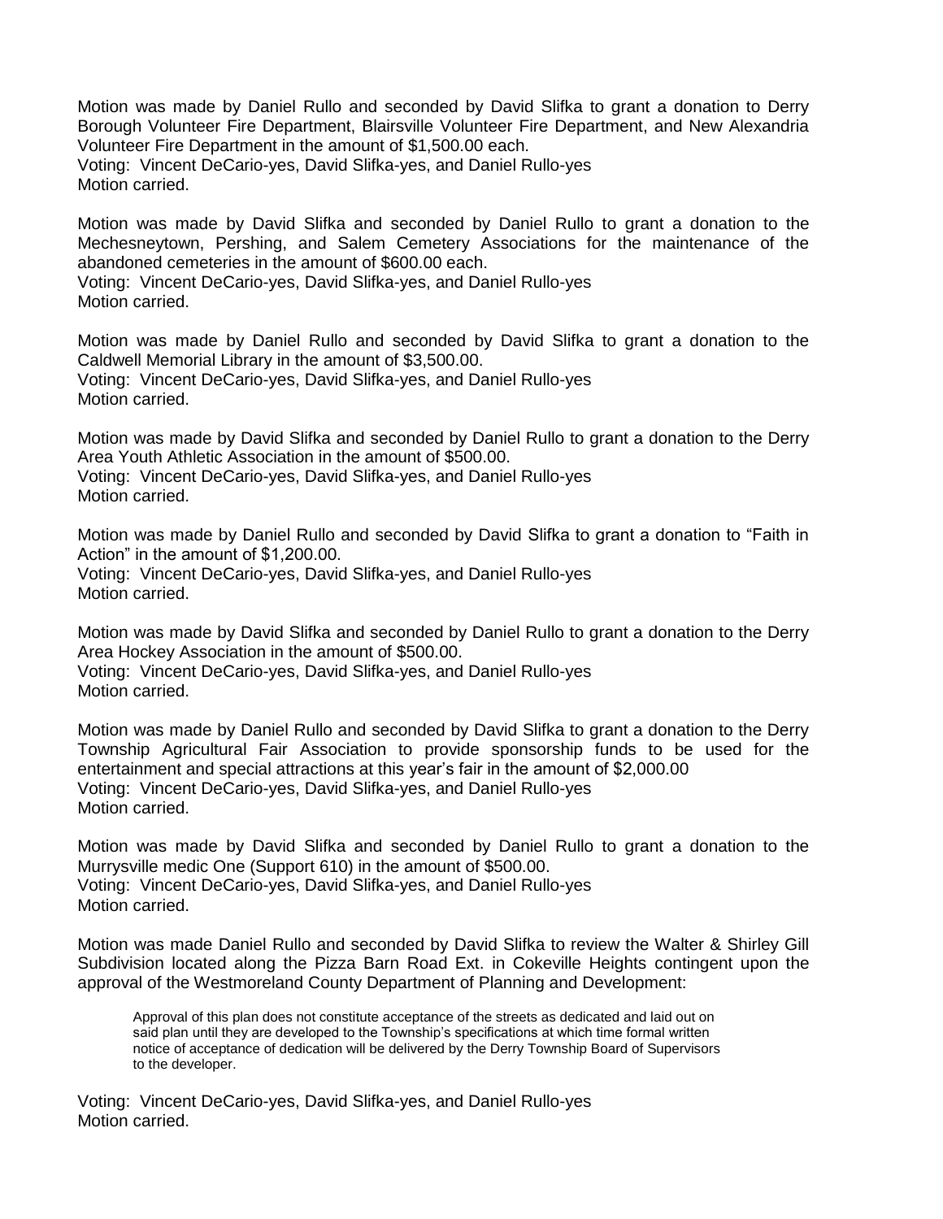Motion was made by Daniel Rullo and seconded by David Slifka to grant a donation to Derry Borough Volunteer Fire Department, Blairsville Volunteer Fire Department, and New Alexandria Volunteer Fire Department in the amount of $1,500.00 each.
Voting: Vincent DeCario-yes, David Slifka-yes, and Daniel Rullo-yes
Motion carried.

Motion was made by David Slifka and seconded by Daniel Rullo to grant a donation to the Mechesneytown, Pershing, and Salem Cemetery Associations for the maintenance of the abandoned cemeteries in the amount of $600.00 each.
Voting: Vincent DeCario-yes, David Slifka-yes, and Daniel Rullo-yes
Motion carried.

Motion was made by Daniel Rullo and seconded by David Slifka to grant a donation to the Caldwell Memorial Library in the amount of $3,500.00.
Voting: Vincent DeCario-yes, David Slifka-yes, and Daniel Rullo-yes
Motion carried.

Motion was made by David Slifka and seconded by Daniel Rullo to grant a donation to the Derry Area Youth Athletic Association in the amount of $500.00.
Voting: Vincent DeCario-yes, David Slifka-yes, and Daniel Rullo-yes
Motion carried.

Motion was made by Daniel Rullo and seconded by David Slifka to grant a donation to "Faith in Action" in the amount of $1,200.00.
Voting: Vincent DeCario-yes, David Slifka-yes, and Daniel Rullo-yes
Motion carried.

Motion was made by David Slifka and seconded by Daniel Rullo to grant a donation to the Derry Area Hockey Association in the amount of $500.00.
Voting: Vincent DeCario-yes, David Slifka-yes, and Daniel Rullo-yes
Motion carried.

Motion was made by Daniel Rullo and seconded by David Slifka to grant a donation to the Derry Township Agricultural Fair Association to provide sponsorship funds to be used for the entertainment and special attractions at this year's fair in the amount of $2,000.00
Voting: Vincent DeCario-yes, David Slifka-yes, and Daniel Rullo-yes
Motion carried.

Motion was made by David Slifka and seconded by Daniel Rullo to grant a donation to the Murrysville medic One (Support 610) in the amount of $500.00.
Voting: Vincent DeCario-yes, David Slifka-yes, and Daniel Rullo-yes
Motion carried.

Motion was made Daniel Rullo and seconded by David Slifka to review the Walter & Shirley Gill Subdivision located along the Pizza Barn Road Ext. in Cokeville Heights contingent upon the approval of the Westmoreland County Department of Planning and Development:

> Approval of this plan does not constitute acceptance of the streets as dedicated and laid out on said plan until they are developed to the Township's specifications at which time formal written notice of acceptance of dedication will be delivered by the Derry Township Board of Supervisors to the developer.

Voting: Vincent DeCario-yes, David Slifka-yes, and Daniel Rullo-yes
Motion carried.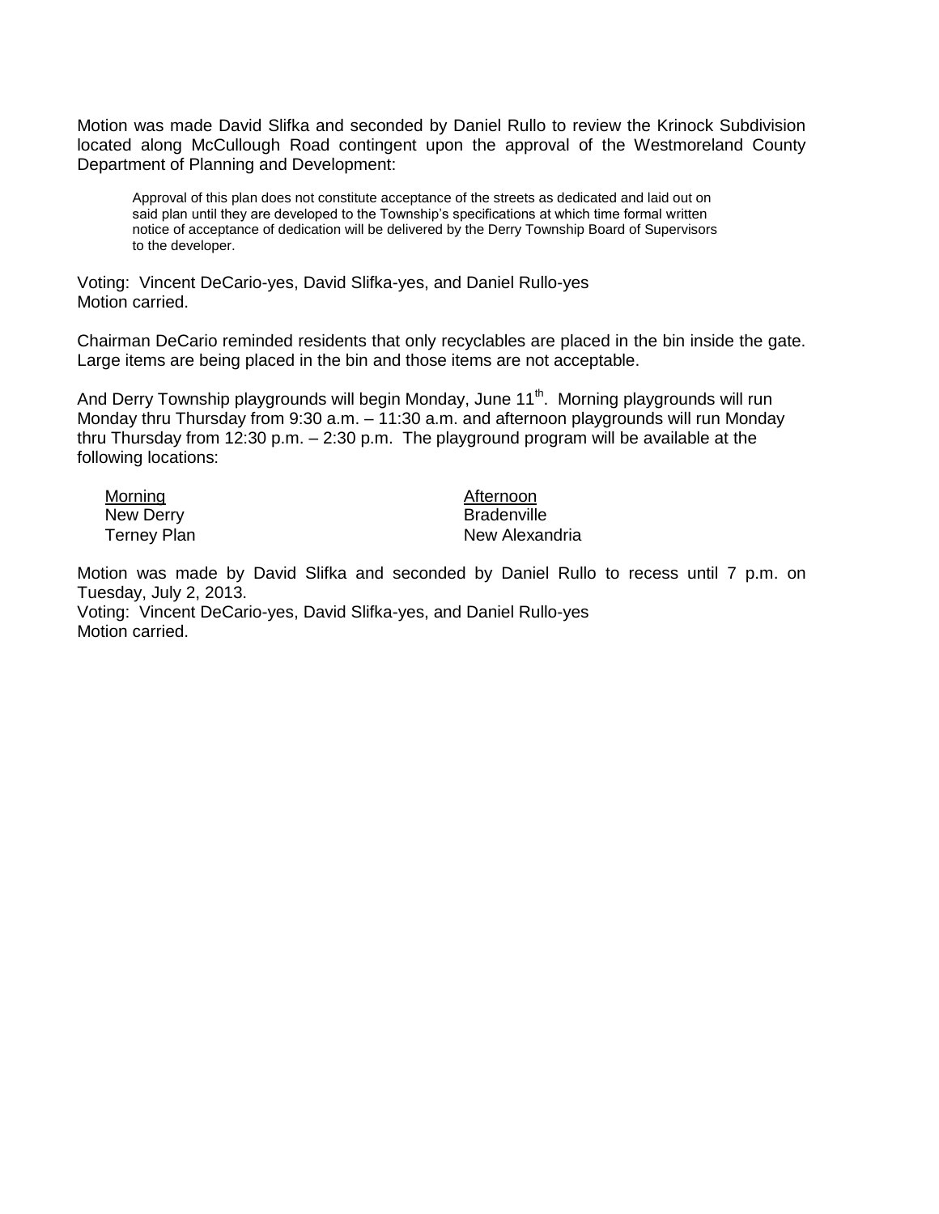Motion was made David Slifka and seconded by Daniel Rullo to review the Krinock Subdivision located along McCullough Road contingent upon the approval of the Westmoreland County Department of Planning and Development:

> Approval of this plan does not constitute acceptance of the streets as dedicated and laid out on said plan until they are developed to the Township's specifications at which time formal written notice of acceptance of dedication will be delivered by the Derry Township Board of Supervisors to the developer.

Voting: Vincent DeCario-yes, David Slifka-yes, and Daniel Rullo-yes
Motion carried.

Chairman DeCario reminded residents that only recyclables are placed in the bin inside the gate. Large items are being placed in the bin and those items are not acceptable.

And Derry Township playgrounds will begin Monday, June 11th. Morning playgrounds will run Monday thru Thursday from 9:30 a.m. – 11:30 a.m. and afternoon playgrounds will run Monday thru Thursday from 12:30 p.m. – 2:30 p.m. The playground program will be available at the following locations:

| Morning | Afternoon |
|---|---|
| New Derry | Bradenville |
| Terney Plan | New Alexandria |

Motion was made by David Slifka and seconded by Daniel Rullo to recess until 7 p.m. on Tuesday, July 2, 2013.
Voting: Vincent DeCario-yes, David Slifka-yes, and Daniel Rullo-yes
Motion carried.